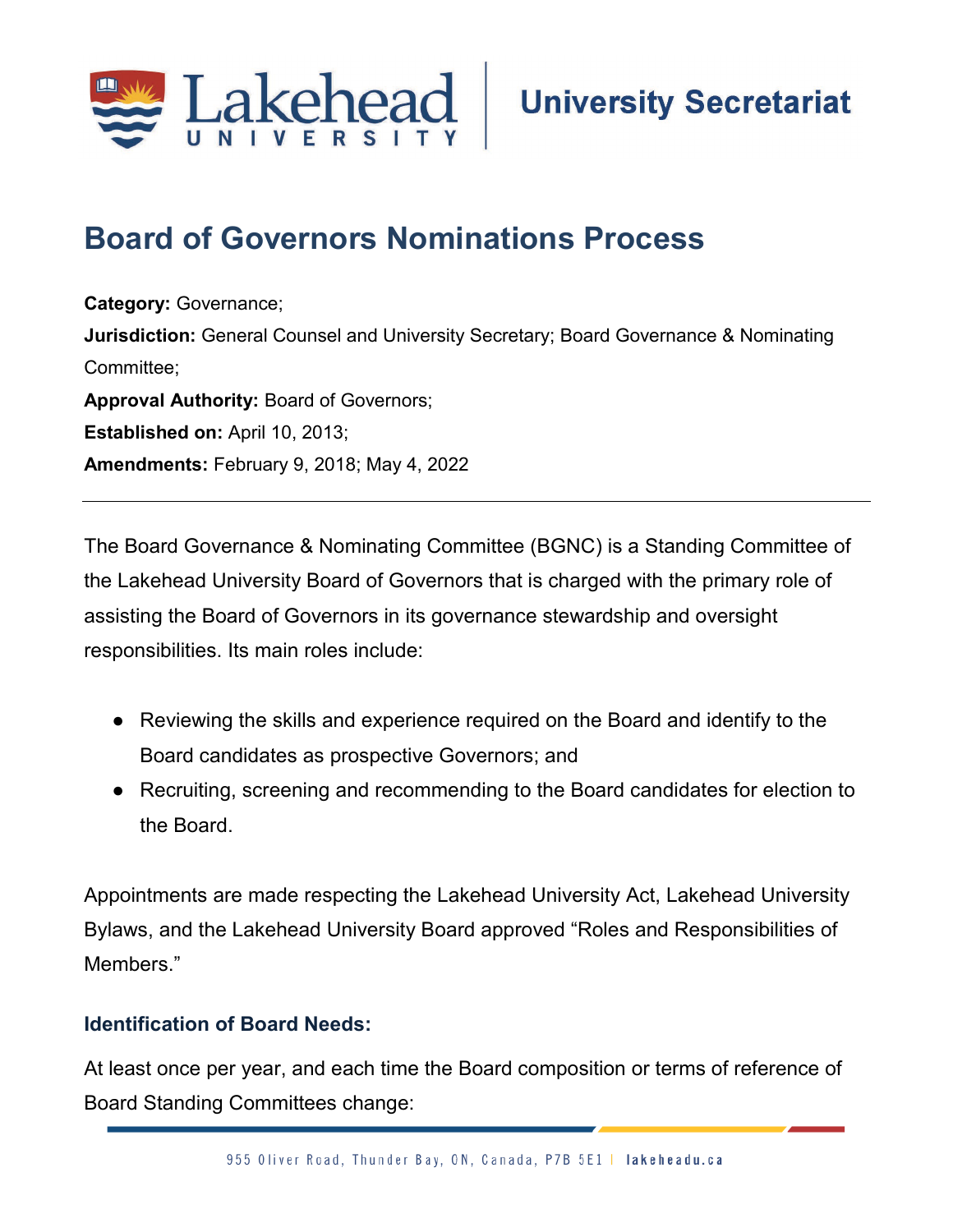University Secretariat

# Board of Governors Nominations Process

**Category:** Governance;
**Jurisdiction:** General Counsel and University Secretary; Board Governance & Nominating Committee;
**Approval Authority:** Board of Governors;
**Established on:** April 10, 2013;
**Amendments:** February 9, 2018; May 4, 2022

---

The Board Governance & Nominating Committee (BGNC) is a Standing Committee of the Lakehead University Board of Governors that is charged with the primary role of assisting the Board of Governors in its governance stewardship and oversight responsibilities. Its main roles include:

- Reviewing the skills and experience required on the Board and identify to the Board candidates as prospective Governors; and
- Recruiting, screening and recommending to the Board candidates for election to the Board.

Appointments are made respecting the Lakehead University Act, Lakehead University Bylaws, and the Lakehead University Board approved "Roles and Responsibilities of Members."

### Identification of Board Needs:

At least once per year, and each time the Board composition or terms of reference of Board Standing Committees change: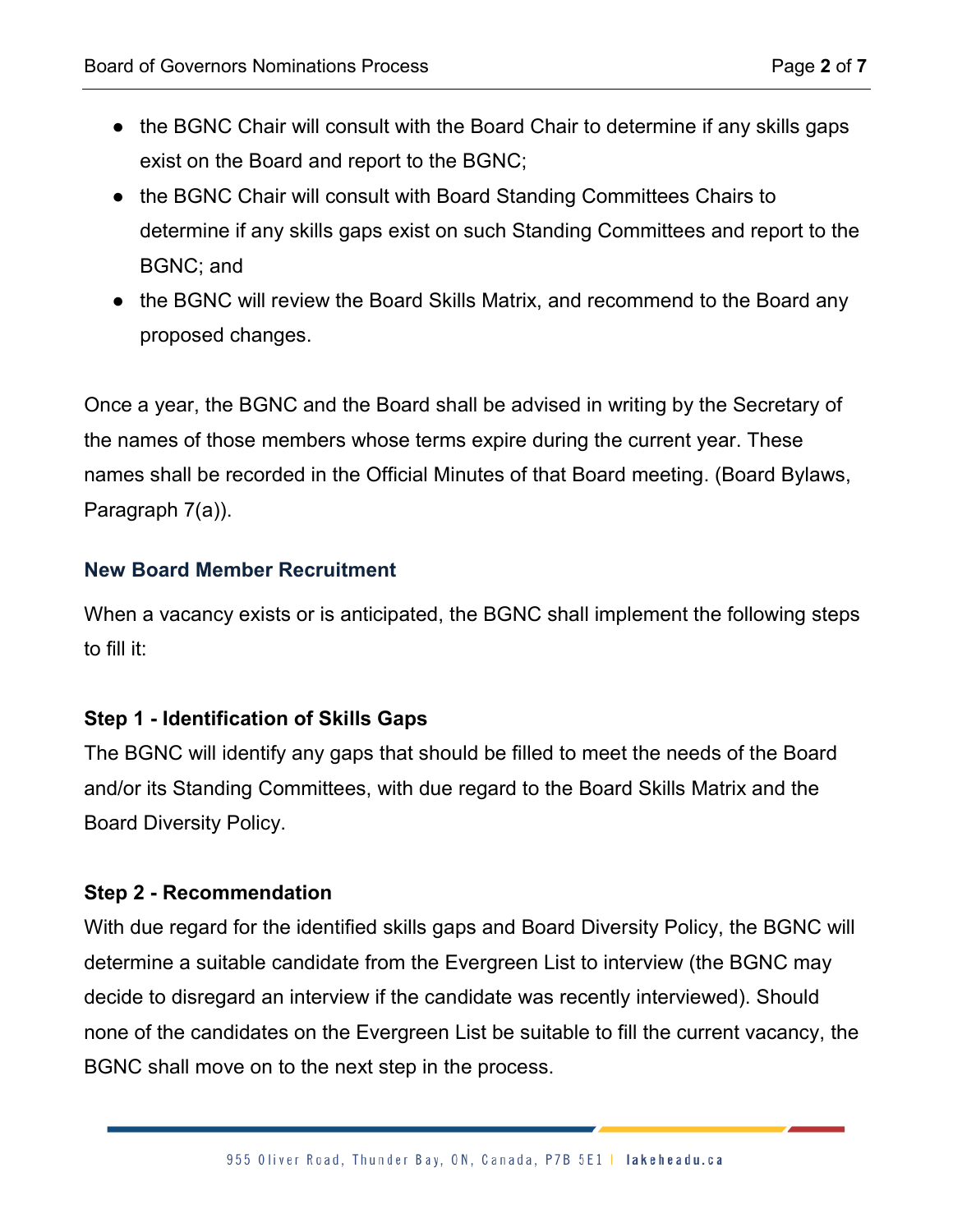- the BGNC Chair will consult with the Board Chair to determine if any skills gaps exist on the Board and report to the BGNC;
- the BGNC Chair will consult with Board Standing Committees Chairs to determine if any skills gaps exist on such Standing Committees and report to the BGNC; and
- the BGNC will review the Board Skills Matrix, and recommend to the Board any proposed changes.

Once a year, the BGNC and the Board shall be advised in writing by the Secretary of the names of those members whose terms expire during the current year. These names shall be recorded in the Official Minutes of that Board meeting. (Board Bylaws, Paragraph 7(a)).

## New Board Member Recruitment

When a vacancy exists or is anticipated, the BGNC shall implement the following steps to fill it:

### Step 1 - Identification of Skills Gaps

The BGNC will identify any gaps that should be filled to meet the needs of the Board and/or its Standing Committees, with due regard to the Board Skills Matrix and the Board Diversity Policy.

### Step 2 - Recommendation

With due regard for the identified skills gaps and Board Diversity Policy, the BGNC will determine a suitable candidate from the Evergreen List to interview (the BGNC may decide to disregard an interview if the candidate was recently interviewed). Should none of the candidates on the Evergreen List be suitable to fill the current vacancy, the BGNC shall move on to the next step in the process.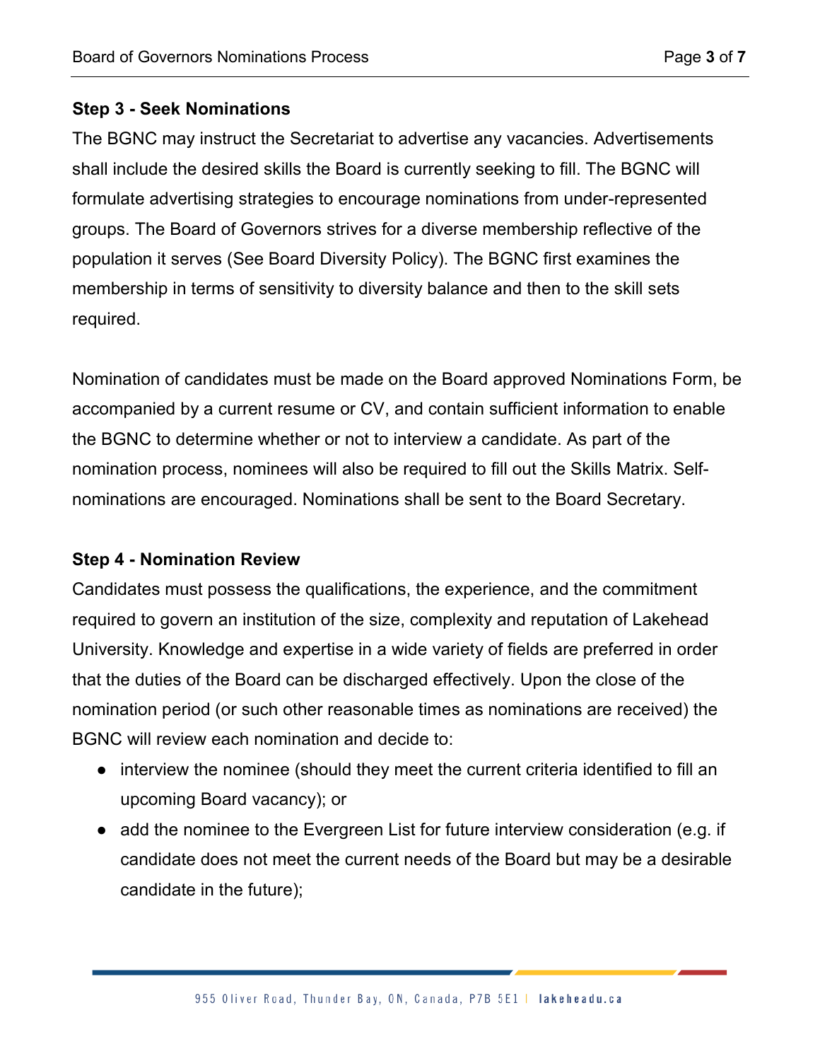**Step 3 - Seek Nominations**

The BGNC may instruct the Secretariat to advertise any vacancies. Advertisements shall include the desired skills the Board is currently seeking to fill. The BGNC will formulate advertising strategies to encourage nominations from under-represented groups. The Board of Governors strives for a diverse membership reflective of the population it serves (See Board Diversity Policy). The BGNC first examines the membership in terms of sensitivity to diversity balance and then to the skill sets required.

Nomination of candidates must be made on the Board approved Nominations Form, be accompanied by a current resume or CV, and contain sufficient information to enable the BGNC to determine whether or not to interview a candidate. As part of the nomination process, nominees will also be required to fill out the Skills Matrix. Self-nominations are encouraged. Nominations shall be sent to the Board Secretary.

**Step 4 - Nomination Review**

Candidates must possess the qualifications, the experience, and the commitment required to govern an institution of the size, complexity and reputation of Lakehead University. Knowledge and expertise in a wide variety of fields are preferred in order that the duties of the Board can be discharged effectively. Upon the close of the nomination period (or such other reasonable times as nominations are received) the BGNC will review each nomination and decide to:

- interview the nominee (should they meet the current criteria identified to fill an upcoming Board vacancy); or
- add the nominee to the Evergreen List for future interview consideration (e.g. if candidate does not meet the current needs of the Board but may be a desirable candidate in the future);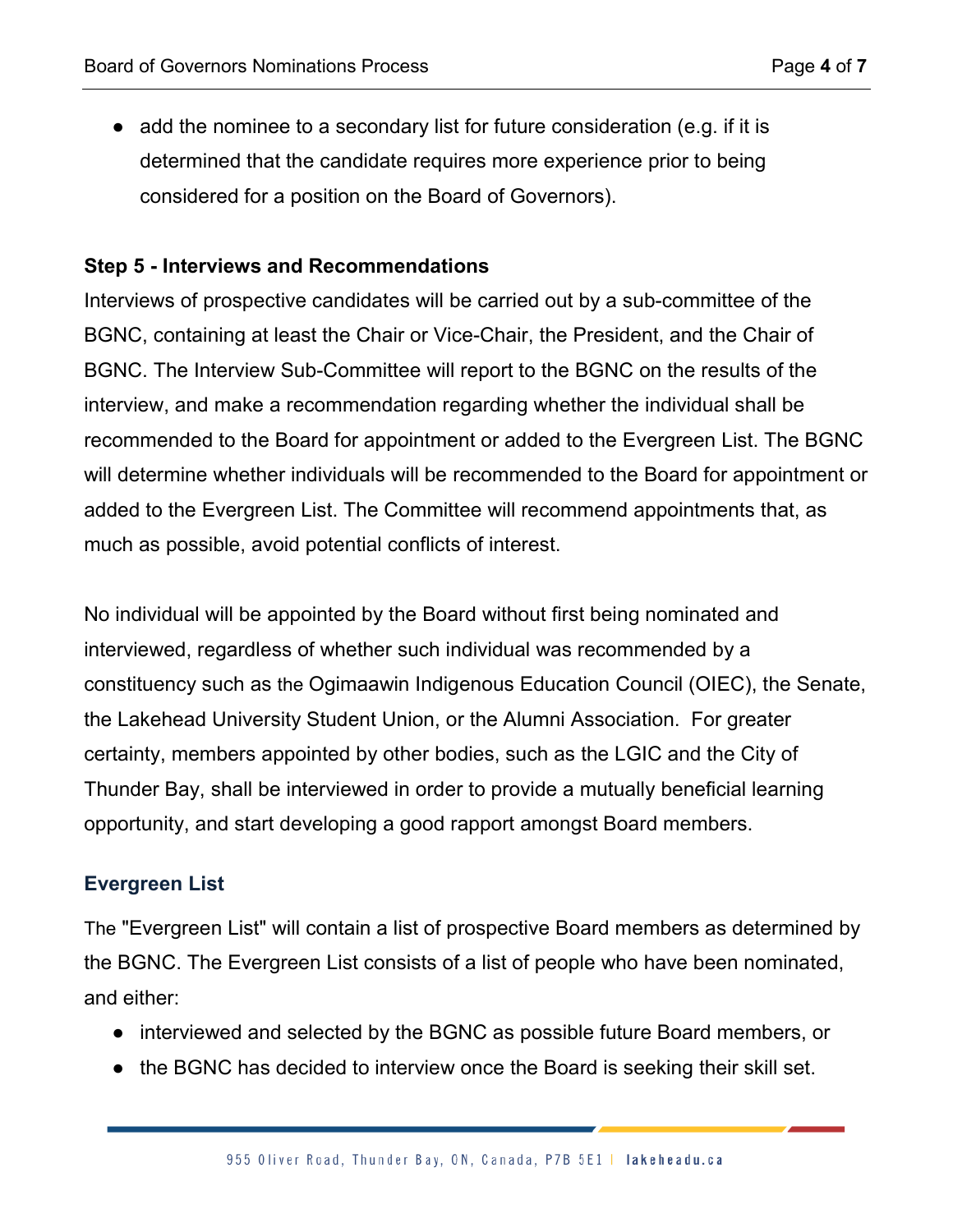- add the nominee to a secondary list for future consideration (e.g. if it is determined that the candidate requires more experience prior to being considered for a position on the Board of Governors).

**Step 5 - Interviews and Recommendations**

Interviews of prospective candidates will be carried out by a sub-committee of the BGNC, containing at least the Chair or Vice-Chair, the President, and the Chair of BGNC. The Interview Sub-Committee will report to the BGNC on the results of the interview, and make a recommendation regarding whether the individual shall be recommended to the Board for appointment or added to the Evergreen List. The BGNC will determine whether individuals will be recommended to the Board for appointment or added to the Evergreen List. The Committee will recommend appointments that, as much as possible, avoid potential conflicts of interest.

No individual will be appointed by the Board without first being nominated and interviewed, regardless of whether such individual was recommended by a constituency such as the Ogimaawin Indigenous Education Council (OIEC), the Senate, the Lakehead University Student Union, or the Alumni Association. For greater certainty, members appointed by other bodies, such as the LGIC and the City of Thunder Bay, shall be interviewed in order to provide a mutually beneficial learning opportunity, and start developing a good rapport amongst Board members.

## Evergreen List

The "Evergreen List" will contain a list of prospective Board members as determined by the BGNC. The Evergreen List consists of a list of people who have been nominated, and either:

- interviewed and selected by the BGNC as possible future Board members, or
- the BGNC has decided to interview once the Board is seeking their skill set.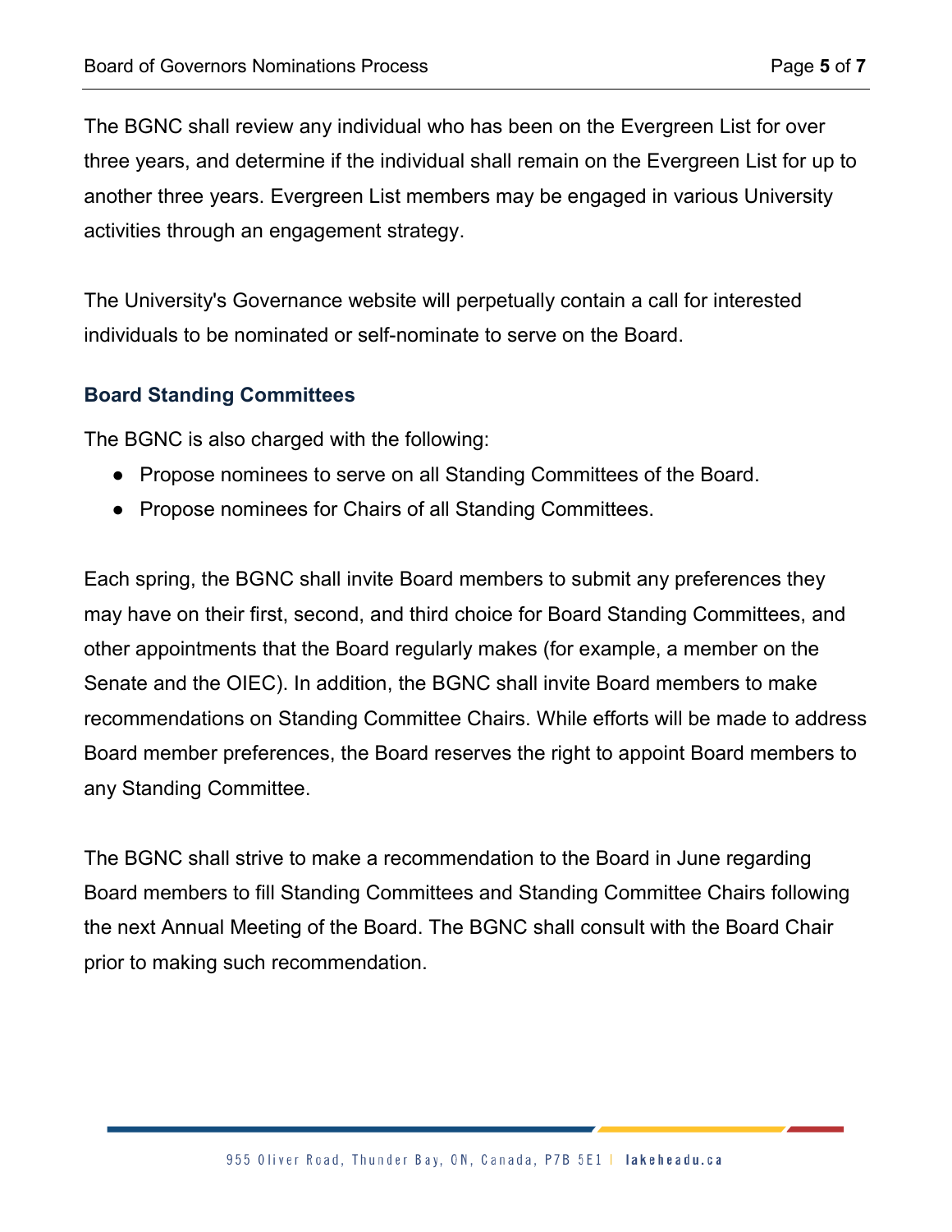The BGNC shall review any individual who has been on the Evergreen List for over three years, and determine if the individual shall remain on the Evergreen List for up to another three years. Evergreen List members may be engaged in various University activities through an engagement strategy.

The University's Governance website will perpetually contain a call for interested individuals to be nominated or self-nominate to serve on the Board.

## Board Standing Committees

The BGNC is also charged with the following:

- Propose nominees to serve on all Standing Committees of the Board.
- Propose nominees for Chairs of all Standing Committees.

Each spring, the BGNC shall invite Board members to submit any preferences they may have on their first, second, and third choice for Board Standing Committees, and other appointments that the Board regularly makes (for example, a member on the Senate and the OIEC). In addition, the BGNC shall invite Board members to make recommendations on Standing Committee Chairs. While efforts will be made to address Board member preferences, the Board reserves the right to appoint Board members to any Standing Committee.

The BGNC shall strive to make a recommendation to the Board in June regarding Board members to fill Standing Committees and Standing Committee Chairs following the next Annual Meeting of the Board. The BGNC shall consult with the Board Chair prior to making such recommendation.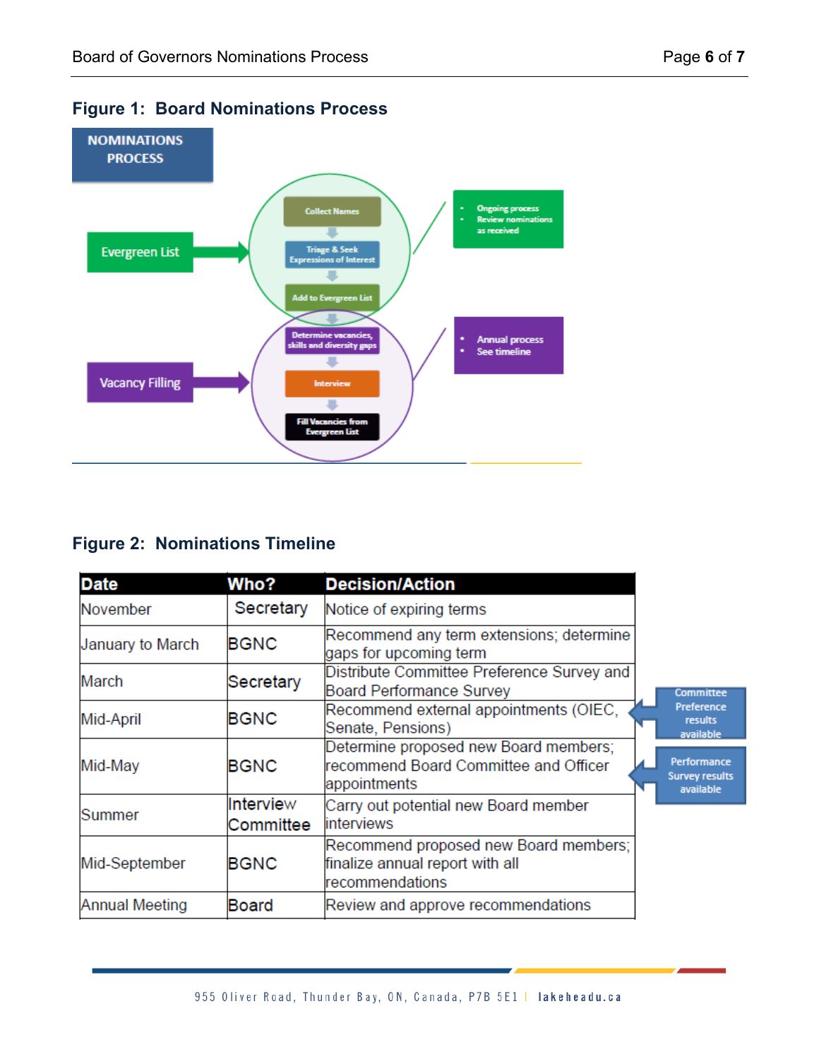## Figure 1: Board Nominations Process

NOMINATIONS PROCESS

Evergreen List

- Collect Names
- Triage & Seek Expressions of Interest
- Add to Evergreen List

- Ongoing process
- Review nominations as received

Vacancy Filling

- Determine vacancies, skills and diversity gaps
- Interview
- Fill Vacancies from Evergreen List

- Annual process
- See timeline

## Figure 2: Nominations Timeline

| Date | Who? | Decision/Action |
|---|---|---|
| November | Secretary | Notice of expiring terms |
| January to March | BGNC | Recommend any term extensions; determine gaps for upcoming term |
| March | Secretary | Distribute Committee Preference Survey and Board Performance Survey |
| Mid-April | BGNC | Recommend external appointments (OIEC, Senate, Pensions) |
| Mid-May | BGNC | Determine proposed new Board members; recommend Board Committee and Officer appointments |
| Summer | Interview Committee | Carry out potential new Board member interviews |
| Mid-September | BGNC | Recommend proposed new Board members; finalize annual report with all recommendations |
| Annual Meeting | Board | Review and approve recommendations |

Committee Preference results available (Mid-April)

Performance Survey results available (Mid-May)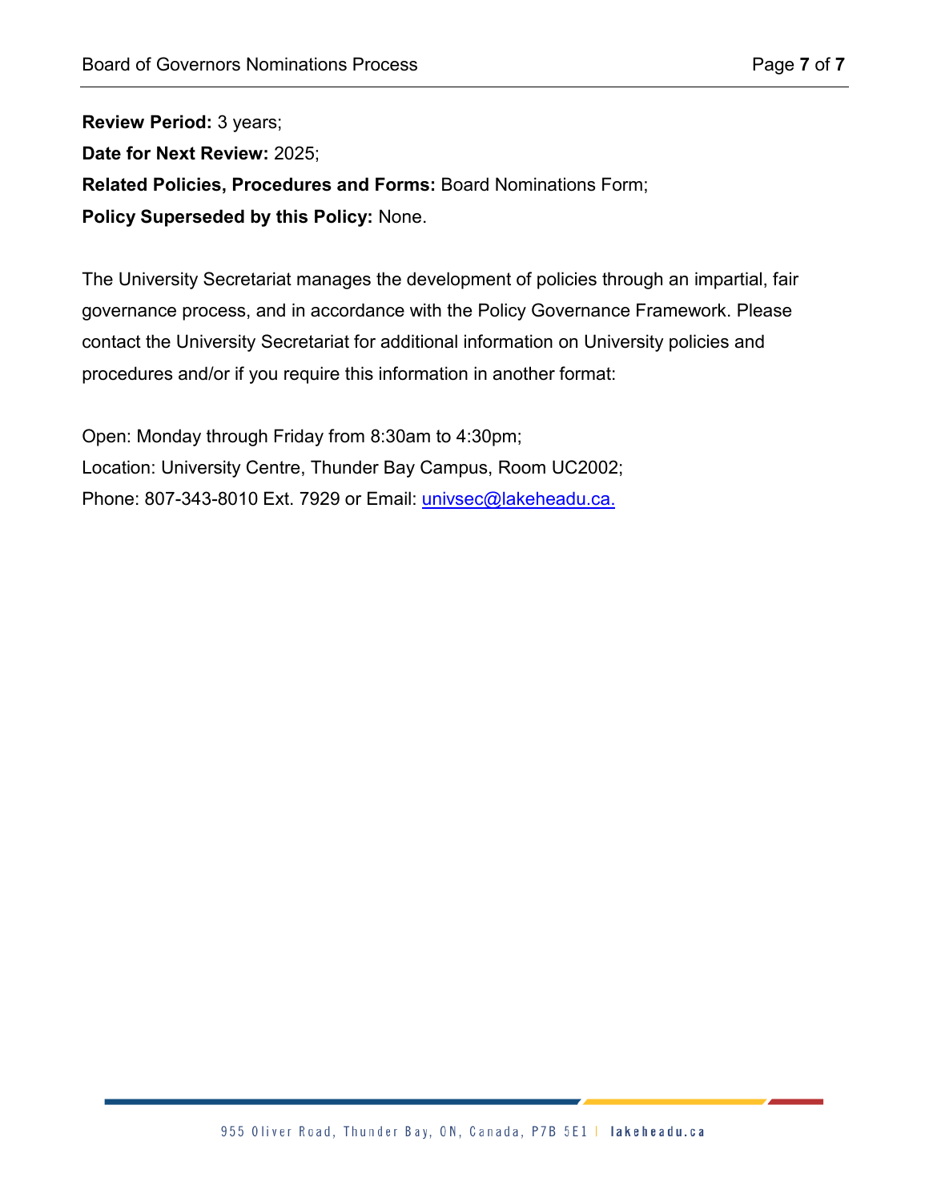**Review Period:** 3 years;

**Date for Next Review:** 2025;

**Related Policies, Procedures and Forms:** Board Nominations Form;

**Policy Superseded by this Policy:** None.

The University Secretariat manages the development of policies through an impartial, fair governance process, and in accordance with the Policy Governance Framework. Please contact the University Secretariat for additional information on University policies and procedures and/or if you require this information in another format:

Open: Monday through Friday from 8:30am to 4:30pm;
Location: University Centre, Thunder Bay Campus, Room UC2002;
Phone: 807-343-8010 Ext. 7929 or Email: univsec@lakeheadu.ca.